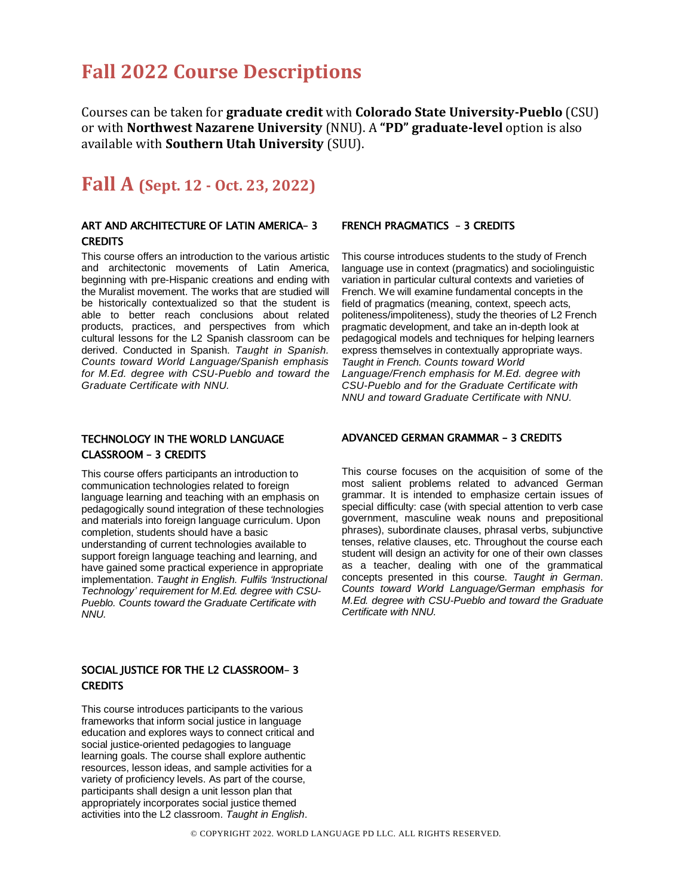# Fall 2022 Course Descriptions

Courses can be taken for **graduate credit** with **Colorado State University-Pueblo** (CSU) or with **Northwest Nazarene University** (NNU). A **"PD" graduate-level** option is also available with **Southern Utah University** (SUU).

# Fall A (Sept. 12 - Oct. 23, 2022)

### ART AND ARCHITECTURE OF LATIN AMERICA– 3 CREDITS

This course offers an introduction to the various artistic and architectonic movements of Latin America, beginning with pre-Hispanic creations and ending with the Muralist movement. The works that are studied will be historically contextualized so that the student is able to better reach conclusions about related products, practices, and perspectives from which cultural lessons for the L2 Spanish classroom can be derived. Conducted in Spanish. *Taught in Spanish. Counts toward World Language/Spanish emphasis for M.Ed. degree with CSU-Pueblo and toward the Graduate Certificate with NNU.*

### TECHNOLOGY IN THE WORLD LANGUAGE CLASSROOM – 3 CREDITS

This course offers participants an introduction to communication technologies related to foreign language learning and teaching with an emphasis on pedagogically sound integration of these technologies and materials into foreign language curriculum. Upon completion, students should have a basic understanding of current technologies available to support foreign language teaching and learning, and have gained some practical experience in appropriate implementation. *Taught in English. Fulfils 'Instructional Technology' requirement for M.Ed. degree with CSU-Pueblo. Counts toward the Graduate Certificate with NNU.*

### SOCIAL JUSTICE FOR THE L2 CLASSROOM– 3 CREDITS

This course introduces participants to the various frameworks that inform social justice in language education and explores ways to connect critical and social justice-oriented pedagogies to language learning goals. The course shall explore authentic resources, lesson ideas, and sample activities for a variety of proficiency levels. As part of the course, participants shall design a unit lesson plan that appropriately incorporates social justice themed activities into the L2 classroom. *Taught in English*.

### FRENCH PRAGMATICS – 3 CREDITS

This course introduces students to the study of French language use in context (pragmatics) and sociolinguistic variation in particular cultural contexts and varieties of French. We will examine fundamental concepts in the field of pragmatics (meaning, context, speech acts, politeness/impoliteness), study the theories of L2 French pragmatic development, and take an in-depth look at pedagogical models and techniques for helping learners express themselves in contextually appropriate ways. *Taught in French. Counts toward World Language/French emphasis for M.Ed. degree with CSU-Pueblo and for the Graduate Certificate with NNU and toward Graduate Certificate with NNU.*

### ADVANCED GERMAN GRAMMAR – 3 CREDITS

This course focuses on the acquisition of some of the most salient problems related to advanced German grammar. It is intended to emphasize certain issues of special difficulty: case (with special attention to verb case government, masculine weak nouns and prepositional phrases), subordinate clauses, phrasal verbs, subjunctive tenses, relative clauses, etc. Throughout the course each student will design an activity for one of their own classes as a teacher, dealing with one of the grammatical concepts presented in this course. *Taught in German. Counts toward World Language/German emphasis for M.Ed. degree with CSU-Pueblo and toward the Graduate Certificate with NNU.*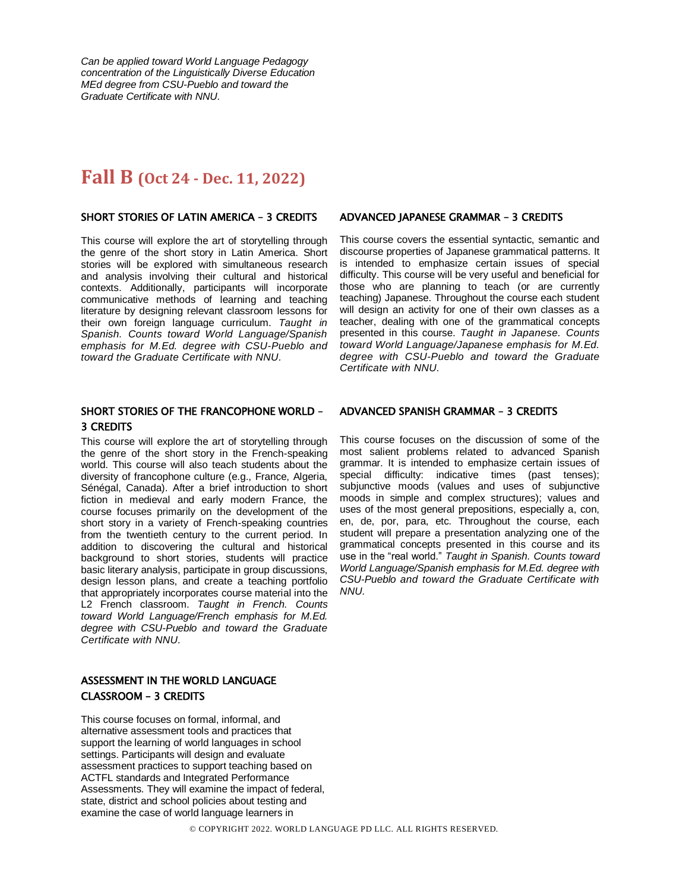*Can be applied toward World Language Pedagogy concentration of the Linguistically Diverse Education MEd degree from CSU-Pueblo and toward the Graduate Certificate with NNU.*

# Fall B (Oct 24 - Dec. 11, 2022)

### SHORT STORIES OF LATIN AMERICA – 3 CREDITS

This course will explore the art of storytelling through the genre of the short story in Latin America. Short stories will be explored with simultaneous research and analysis involving their cultural and historical contexts. Additionally, participants will incorporate communicative methods of learning and teaching literature by designing relevant classroom lessons for their own foreign language curriculum. *Taught in Spanish. Counts toward World Language/Spanish emphasis for M.Ed. degree with CSU-Pueblo and toward the Graduate Certificate with NNU.*

### SHORT STORIES OF THE FRANCOPHONE WORLD – 3 CREDITS

This course will explore the art of storytelling through the genre of the short story in the French-speaking world. This course will also teach students about the diversity of francophone culture (e.g., France, Algeria, Sénégal, Canada). After a brief introduction to short fiction in medieval and early modern France, the course focuses primarily on the development of the short story in a variety of French-speaking countries from the twentieth century to the current period. In addition to discovering the cultural and historical background to short stories, students will practice basic literary analysis, participate in group discussions, design lesson plans, and create a teaching portfolio that appropriately incorporates course material into the L2 French classroom. *Taught in French. Counts toward World Language/French emphasis for M.Ed. degree with CSU-Pueblo and toward the Graduate Certificate with NNU.*

### ASSESSMENT IN THE WORLD LANGUAGE CLASSROOM – 3 CREDITS

This course focuses on formal, informal, and alternative assessment tools and practices that support the learning of world languages in school settings. Participants will design and evaluate assessment practices to support teaching based on ACTFL standards and Integrated Performance Assessments. They will examine the impact of federal, state, district and school policies about testing and examine the case of world language learners in

### ADVANCED JAPANESE GRAMMAR – 3 CREDITS

This course covers the essential syntactic, semantic and discourse properties of Japanese grammatical patterns. It is intended to emphasize certain issues of special difficulty. This course will be very useful and beneficial for those who are planning to teach (or are currently teaching) Japanese. Throughout the course each student will design an activity for one of their own classes as a teacher, dealing with one of the grammatical concepts presented in this course. *Taught in Japanese. Counts toward World Language/Japanese emphasis for M.Ed. degree with CSU-Pueblo and toward the Graduate Certificate with NNU.*

### ADVANCED SPANISH GRAMMAR – 3 CREDITS

This course focuses on the discussion of some of the most salient problems related to advanced Spanish grammar. It is intended to emphasize certain issues of special difficulty: indicative times (past tenses); subjunctive moods (values and uses of subjunctive moods in simple and complex structures); values and uses of the most general prepositions, especially a, con, en, de, por, para, etc. Throughout the course, each student will prepare a presentation analyzing one of the grammatical concepts presented in this course and its use in the "real world." *Taught in Spanish. Counts toward World Language/Spanish emphasis for M.Ed. degree with CSU-Pueblo and toward the Graduate Certificate with NNU.*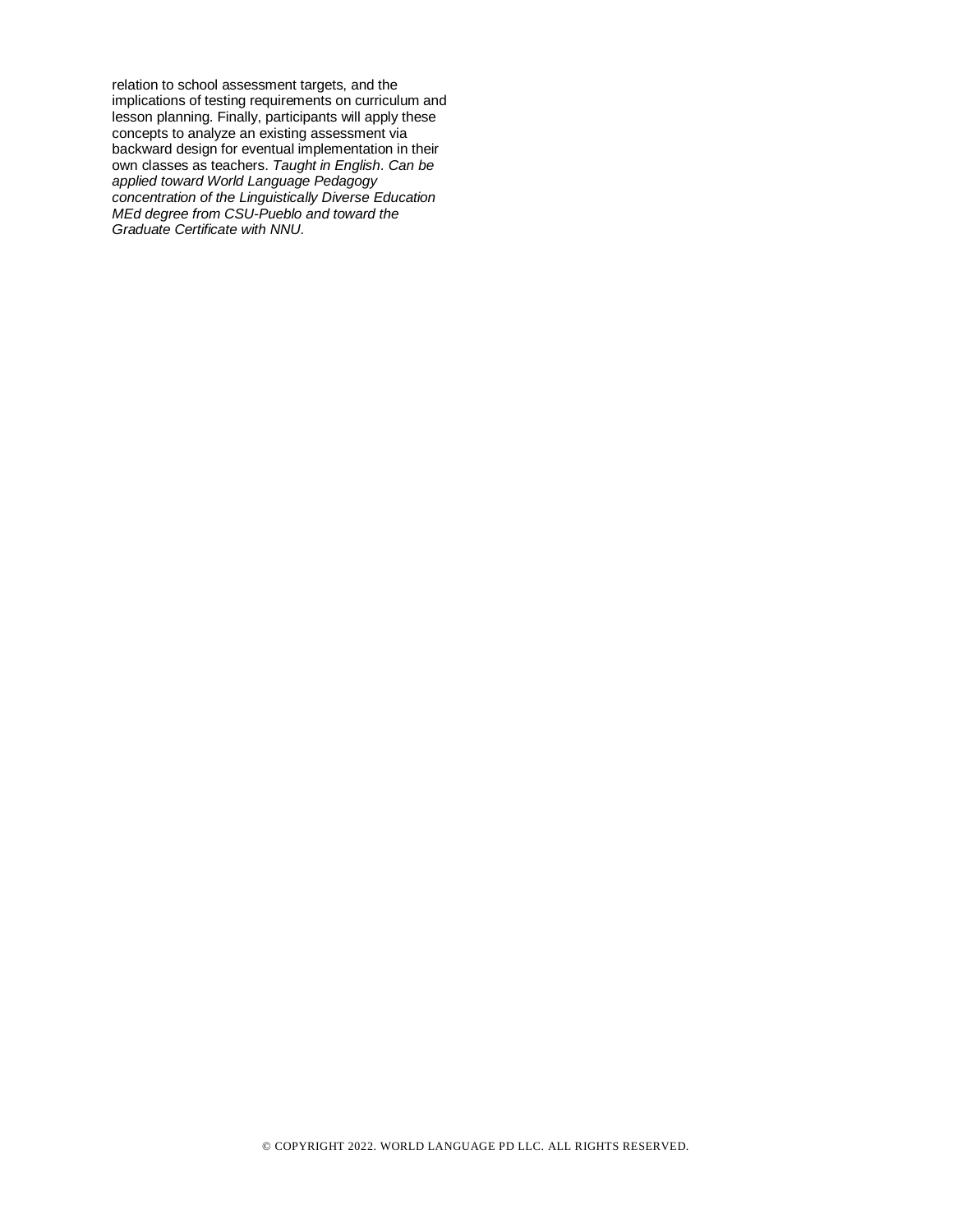relation to school assessment targets, and the implications of testing requirements on curriculum and lesson planning. Finally, participants will apply these concepts to analyze an existing assessment via backward design for eventual implementation in their own classes as teachers. *Taught in English. Can be applied toward World Language Pedagogy concentration of the Linguistically Diverse Education MEd degree from CSU-Pueblo and toward the Graduate Certificate with NNU.*

© COPYRIGHT 2022. WORLD LANGUAGE PD LLC. ALL RIGHTS RESERVED.